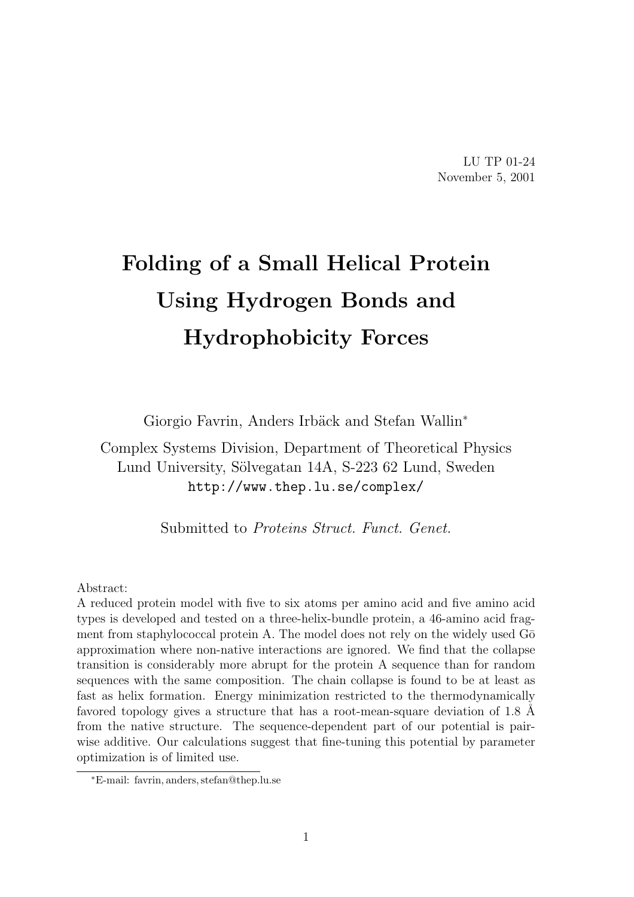LU TP 01-24
November 5, 2001

# Folding of a Small Helical Protein Using Hydrogen Bonds and Hydrophobicity Forces

Giorgio Favrin, Anders Irbäck and Stefan Wallin*

Complex Systems Division, Department of Theoretical Physics
Lund University, Sölvegatan 14A, S-223 62 Lund, Sweden
http://www.thep.lu.se/complex/

Submitted to *Proteins Struct. Funct. Genet.*

Abstract:
A reduced protein model with five to six atoms per amino acid and five amino acid types is developed and tested on a three-helix-bundle protein, a 46-amino acid fragment from staphylococcal protein A. The model does not rely on the widely used Gō approximation where non-native interactions are ignored. We find that the collapse transition is considerably more abrupt for the protein A sequence than for random sequences with the same composition. The chain collapse is found to be at least as fast as helix formation. Energy minimization restricted to the thermodynamically favored topology gives a structure that has a root-mean-square deviation of 1.8 Å from the native structure. The sequence-dependent part of our potential is pair-wise additive. Our calculations suggest that fine-tuning this potential by parameter optimization is of limited use.

*E-mail: favrin, anders, stefan@thep.lu.se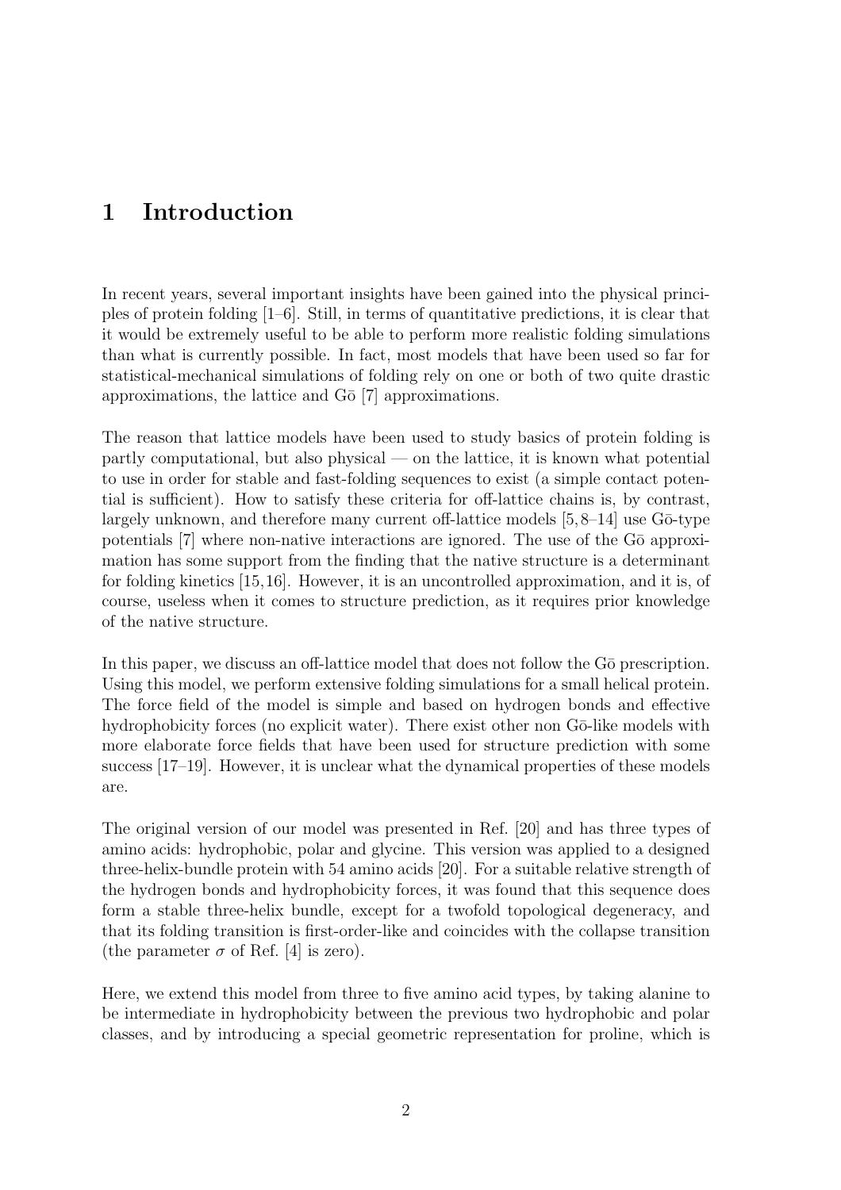# 1 Introduction

In recent years, several important insights have been gained into the physical principles of protein folding [1–6]. Still, in terms of quantitative predictions, it is clear that it would be extremely useful to be able to perform more realistic folding simulations than what is currently possible. In fact, most models that have been used so far for statistical-mechanical simulations of folding rely on one or both of two quite drastic approximations, the lattice and Gō [7] approximations.

The reason that lattice models have been used to study basics of protein folding is partly computational, but also physical — on the lattice, it is known what potential to use in order for stable and fast-folding sequences to exist (a simple contact potential is sufficient). How to satisfy these criteria for off-lattice chains is, by contrast, largely unknown, and therefore many current off-lattice models [5, 8–14] use Gō-type potentials [7] where non-native interactions are ignored. The use of the Gō approximation has some support from the finding that the native structure is a determinant for folding kinetics [15,16]. However, it is an uncontrolled approximation, and it is, of course, useless when it comes to structure prediction, as it requires prior knowledge of the native structure.

In this paper, we discuss an off-lattice model that does not follow the Gō prescription. Using this model, we perform extensive folding simulations for a small helical protein. The force field of the model is simple and based on hydrogen bonds and effective hydrophobicity forces (no explicit water). There exist other non Gō-like models with more elaborate force fields that have been used for structure prediction with some success [17–19]. However, it is unclear what the dynamical properties of these models are.

The original version of our model was presented in Ref. [20] and has three types of amino acids: hydrophobic, polar and glycine. This version was applied to a designed three-helix-bundle protein with 54 amino acids [20]. For a suitable relative strength of the hydrogen bonds and hydrophobicity forces, it was found that this sequence does form a stable three-helix bundle, except for a twofold topological degeneracy, and that its folding transition is first-order-like and coincides with the collapse transition (the parameter $\sigma$ of Ref. [4] is zero).

Here, we extend this model from three to five amino acid types, by taking alanine to be intermediate in hydrophobicity between the previous two hydrophobic and polar classes, and by introducing a special geometric representation for proline, which is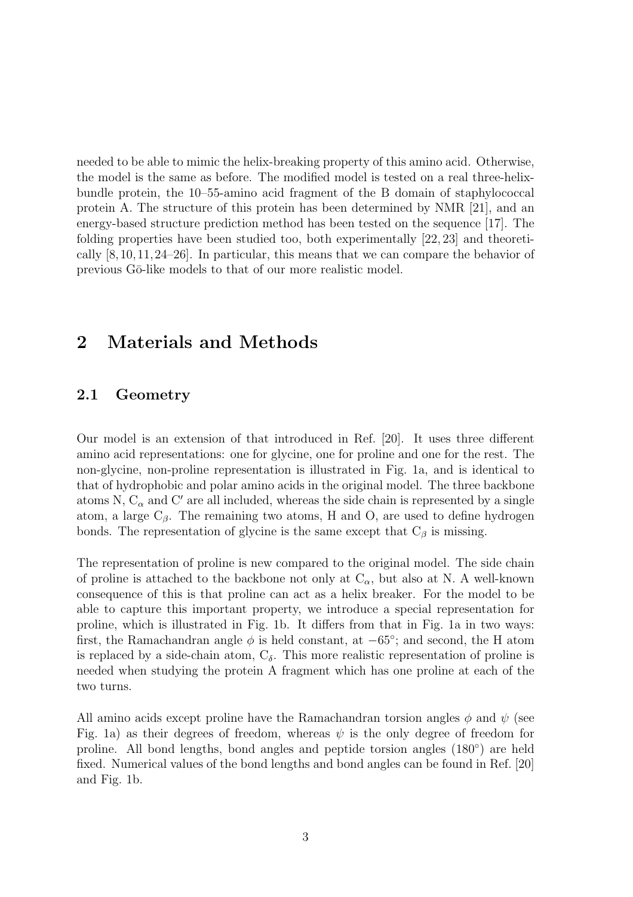needed to be able to mimic the helix-breaking property of this amino acid. Otherwise, the model is the same as before. The modified model is tested on a real three-helix-bundle protein, the 10–55-amino acid fragment of the B domain of staphylococcal protein A. The structure of this protein has been determined by NMR [21], and an energy-based structure prediction method has been tested on the sequence [17]. The folding properties have been studied too, both experimentally [22, 23] and theoretically [8, 10, 11, 24–26]. In particular, this means that we can compare the behavior of previous Gō-like models to that of our more realistic model.

## 2 Materials and Methods

### 2.1 Geometry

Our model is an extension of that introduced in Ref. [20]. It uses three different amino acid representations: one for glycine, one for proline and one for the rest. The non-glycine, non-proline representation is illustrated in Fig. 1a, and is identical to that of hydrophobic and polar amino acids in the original model. The three backbone atoms N, $C_\alpha$ and $C'$ are all included, whereas the side chain is represented by a single atom, a large $C_\beta$. The remaining two atoms, H and O, are used to define hydrogen bonds. The representation of glycine is the same except that $C_\beta$ is missing.

The representation of proline is new compared to the original model. The side chain of proline is attached to the backbone not only at $C_\alpha$, but also at N. A well-known consequence of this is that proline can act as a helix breaker. For the model to be able to capture this important property, we introduce a special representation for proline, which is illustrated in Fig. 1b. It differs from that in Fig. 1a in two ways: first, the Ramachandran angle $\phi$ is held constant, at $-65^\circ$; and second, the H atom is replaced by a side-chain atom, $C_\delta$. This more realistic representation of proline is needed when studying the protein A fragment which has one proline at each of the two turns.

All amino acids except proline have the Ramachandran torsion angles $\phi$ and $\psi$ (see Fig. 1a) as their degrees of freedom, whereas $\psi$ is the only degree of freedom for proline. All bond lengths, bond angles and peptide torsion angles ($180^\circ$) are held fixed. Numerical values of the bond lengths and bond angles can be found in Ref. [20] and Fig. 1b.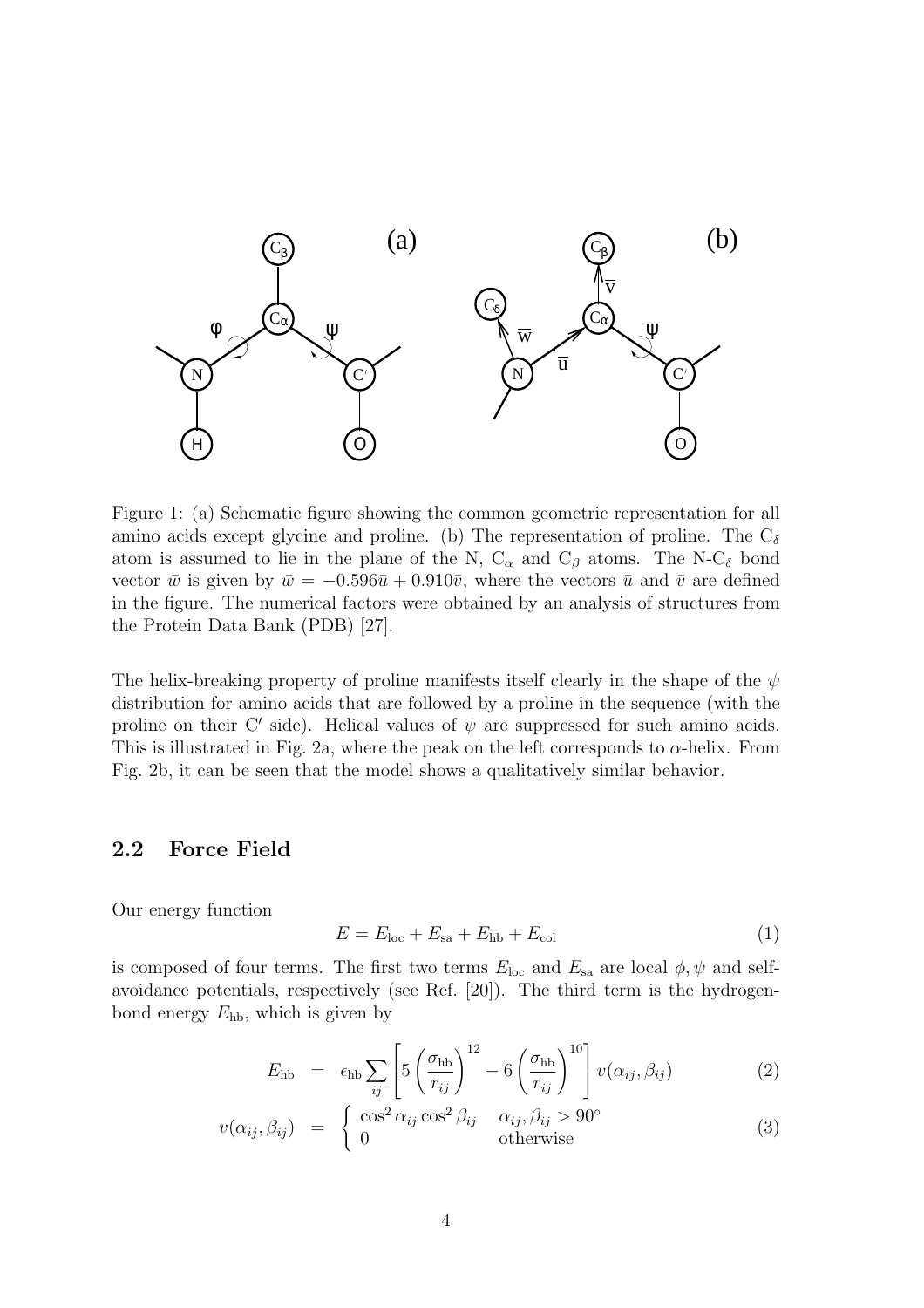Figure 1: (a) Schematic figure showing the common geometric representation for all amino acids except glycine and proline. (b) The representation of proline. The $C_\delta$ atom is assumed to lie in the plane of the N, $C_\alpha$ and $C_\beta$ atoms. The N-$C_\delta$ bond vector $\bar{w}$ is given by $\bar{w} = -0.596\bar{u} + 0.910\bar{v}$, where the vectors $\bar{u}$ and $\bar{v}$ are defined in the figure. The numerical factors were obtained by an analysis of structures from the Protein Data Bank (PDB) [27].

The helix-breaking property of proline manifests itself clearly in the shape of the $\psi$ distribution for amino acids that are followed by a proline in the sequence (with the proline on their C′ side). Helical values of $\psi$ are suppressed for such amino acids. This is illustrated in Fig. 2a, where the peak on the left corresponds to $\alpha$-helix. From Fig. 2b, it can be seen that the model shows a qualitatively similar behavior.

## 2.2 Force Field

Our energy function

$$E = E_{\text{loc}} + E_{\text{sa}} + E_{\text{hb}} + E_{\text{col}} \tag{1}$$

is composed of four terms. The first two terms $E_{\text{loc}}$ and $E_{\text{sa}}$ are local $\phi, \psi$ and self-avoidance potentials, respectively (see Ref. [20]). The third term is the hydrogen-bond energy $E_{\text{hb}}$, which is given by

$$E_{\text{hb}} = \epsilon_{\text{hb}} \sum_{ij} \left[ 5 \left( \frac{\sigma_{\text{hb}}}{r_{ij}} \right)^{12} - 6 \left( \frac{\sigma_{\text{hb}}}{r_{ij}} \right)^{10} \right] v(\alpha_{ij}, \beta_{ij}) \tag{2}$$

$$v(\alpha_{ij}, \beta_{ij}) = \begin{cases} \cos^2 \alpha_{ij} \cos^2 \beta_{ij} & \alpha_{ij}, \beta_{ij} > 90^\circ \\ 0 & \text{otherwise} \end{cases} \tag{3}$$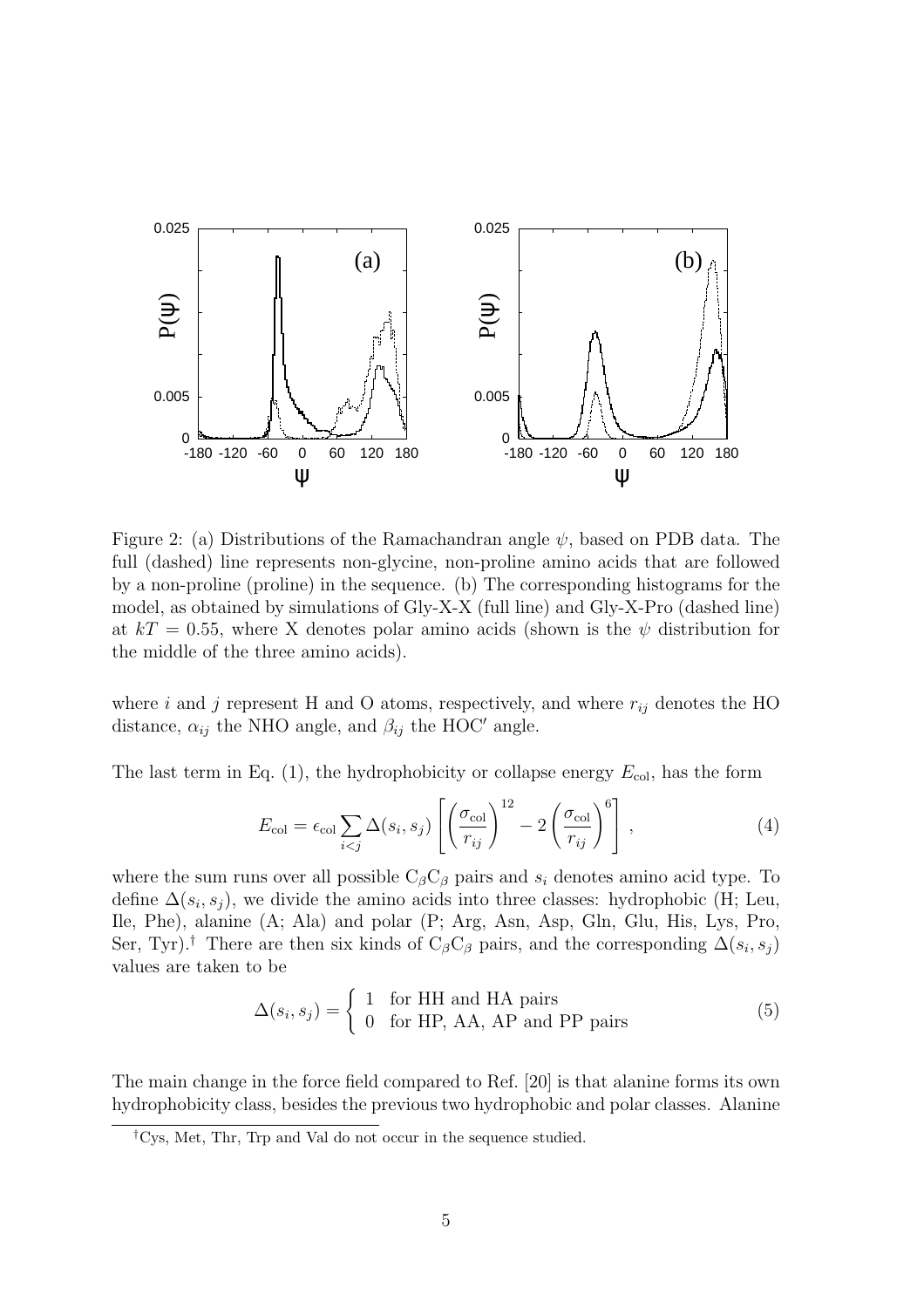Figure 2: (a) Distributions of the Ramachandran angle $\psi$, based on PDB data. The full (dashed) line represents non-glycine, non-proline amino acids that are followed by a non-proline (proline) in the sequence. (b) The corresponding histograms for the model, as obtained by simulations of Gly-X-X (full line) and Gly-X-Pro (dashed line) at $kT = 0.55$, where X denotes polar amino acids (shown is the $\psi$ distribution for the middle of the three amino acids).

where $i$ and $j$ represent H and O atoms, respectively, and where $r_{ij}$ denotes the HO distance, $\alpha_{ij}$ the NHO angle, and $\beta_{ij}$ the HOC$'$ angle.

The last term in Eq. (1), the hydrophobicity or collapse energy $E_{\text{col}}$, has the form

$$E_{\text{col}} = \epsilon_{\text{col}} \sum_{i<j} \Delta(s_i, s_j) \left[ \left( \frac{\sigma_{\text{col}}}{r_{ij}} \right)^{12} - 2 \left( \frac{\sigma_{\text{col}}}{r_{ij}} \right)^{6} \right] , \tag{4}$$

where the sum runs over all possible $C_\beta C_\beta$ pairs and $s_i$ denotes amino acid type. To define $\Delta(s_i, s_j)$, we divide the amino acids into three classes: hydrophobic (H; Leu, Ile, Phe), alanine (A; Ala) and polar (P; Arg, Asn, Asp, Gln, Glu, His, Lys, Pro, Ser, Tyr).[†] There are then six kinds of $C_\beta C_\beta$ pairs, and the corresponding $\Delta(s_i, s_j)$ values are taken to be

$$\Delta(s_i, s_j) = \begin{cases} 1 & \text{for HH and HA pairs} \\ 0 & \text{for HP, AA, AP and PP pairs} \end{cases} \tag{5}$$

The main change in the force field compared to Ref. [20] is that alanine forms its own hydrophobicity class, besides the previous two hydrophobic and polar classes. Alanine

[†]Cys, Met, Thr, Trp and Val do not occur in the sequence studied.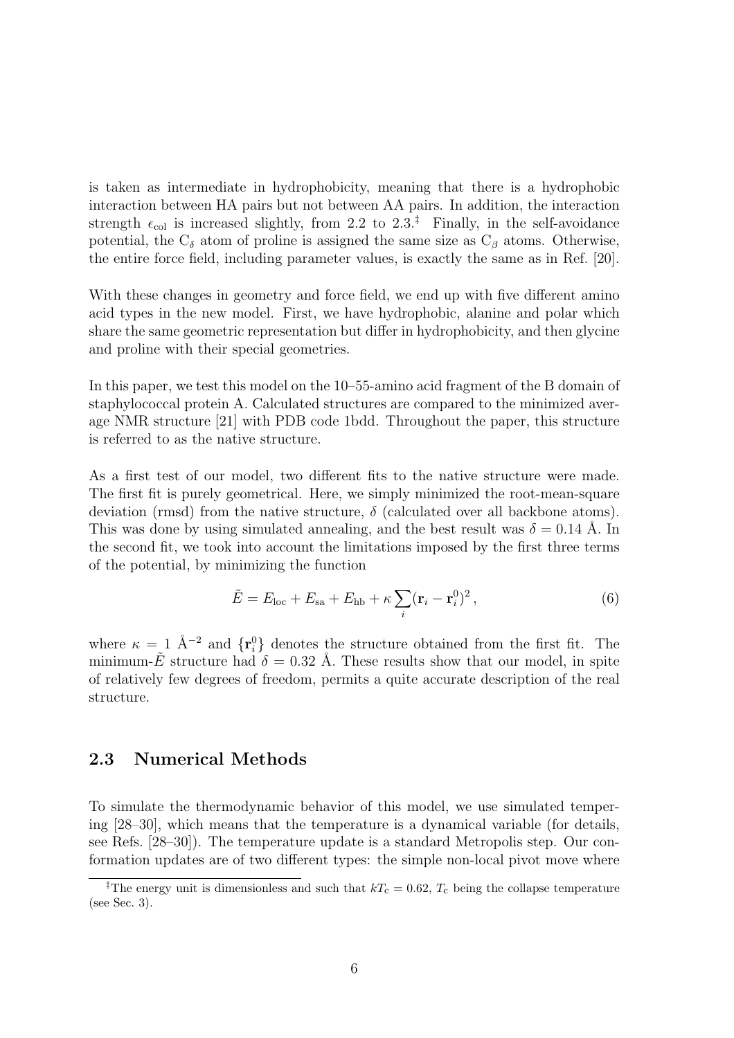is taken as intermediate in hydrophobicity, meaning that there is a hydrophobic interaction between HA pairs but not between AA pairs. In addition, the interaction strength $\epsilon_{\rm col}$ is increased slightly, from 2.2 to 2.3.[‡] Finally, in the self-avoidance potential, the $C_\delta$ atom of proline is assigned the same size as $C_\beta$ atoms. Otherwise, the entire force field, including parameter values, is exactly the same as in Ref. [20].

With these changes in geometry and force field, we end up with five different amino acid types in the new model. First, we have hydrophobic, alanine and polar which share the same geometric representation but differ in hydrophobicity, and then glycine and proline with their special geometries.

In this paper, we test this model on the 10–55-amino acid fragment of the B domain of staphylococcal protein A. Calculated structures are compared to the minimized average NMR structure [21] with PDB code 1bdd. Throughout the paper, this structure is referred to as the native structure.

As a first test of our model, two different fits to the native structure were made. The first fit is purely geometrical. Here, we simply minimized the root-mean-square deviation (rmsd) from the native structure, $\delta$ (calculated over all backbone atoms). This was done by using simulated annealing, and the best result was $\delta = 0.14$ Å. In the second fit, we took into account the limitations imposed by the first three terms of the potential, by minimizing the function

$$\tilde{E} = E_{\rm loc} + E_{\rm sa} + E_{\rm hb} + \kappa \sum_i (\mathbf{r}_i - \mathbf{r}_i^0)^2 \,, \tag{6}$$

where $\kappa = 1$ Å$^{-2}$ and $\{\mathbf{r}_i^0\}$ denotes the structure obtained from the first fit. The minimum-$\tilde{E}$ structure had $\delta = 0.32$ Å. These results show that our model, in spite of relatively few degrees of freedom, permits a quite accurate description of the real structure.

## 2.3 Numerical Methods

To simulate the thermodynamic behavior of this model, we use simulated tempering [28–30], which means that the temperature is a dynamical variable (for details, see Refs. [28–30]). The temperature update is a standard Metropolis step. Our conformation updates are of two different types: the simple non-local pivot move where

[‡]The energy unit is dimensionless and such that $kT_{\rm c} = 0.62$, $T_{\rm c}$ being the collapse temperature (see Sec. 3).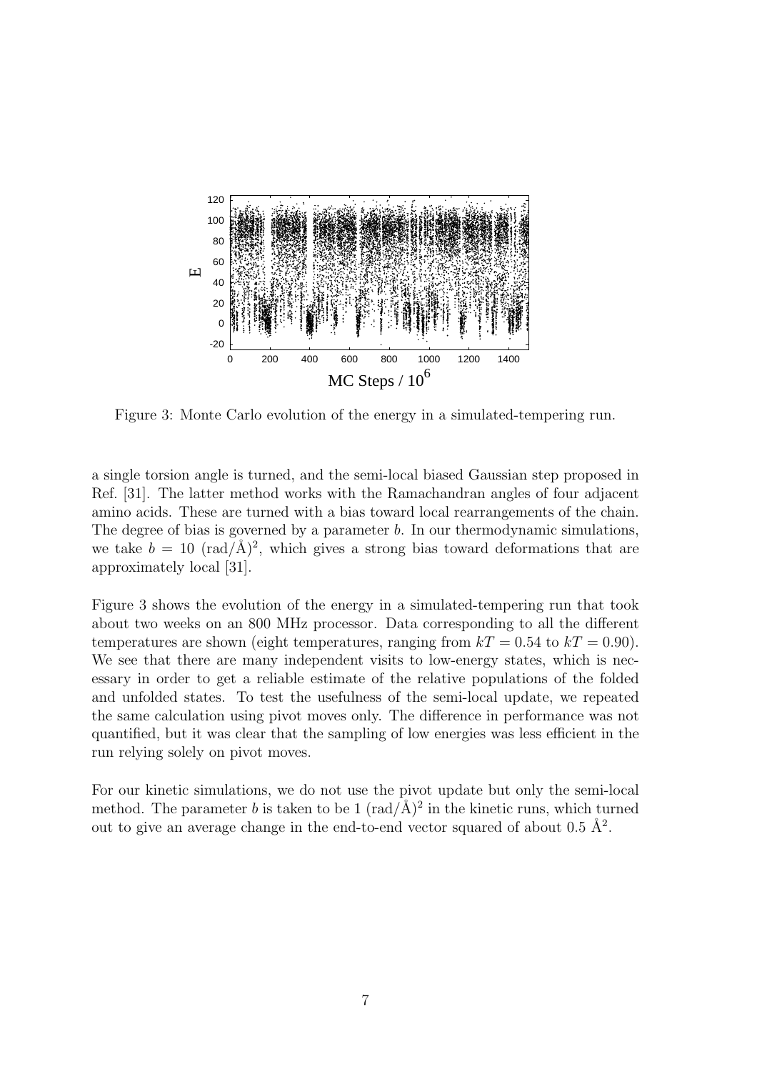Figure 3: Monte Carlo evolution of the energy in a simulated-tempering run.

a single torsion angle is turned, and the semi-local biased Gaussian step proposed in Ref. [31]. The latter method works with the Ramachandran angles of four adjacent amino acids. These are turned with a bias toward local rearrangements of the chain. The degree of bias is governed by a parameter $b$. In our thermodynamic simulations, we take $b = 10$ $(\mathrm{rad}/\text{Å})^2$, which gives a strong bias toward deformations that are approximately local [31].

Figure 3 shows the evolution of the energy in a simulated-tempering run that took about two weeks on an 800 MHz processor. Data corresponding to all the different temperatures are shown (eight temperatures, ranging from $kT = 0.54$ to $kT = 0.90$). We see that there are many independent visits to low-energy states, which is necessary in order to get a reliable estimate of the relative populations of the folded and unfolded states. To test the usefulness of the semi-local update, we repeated the same calculation using pivot moves only. The difference in performance was not quantified, but it was clear that the sampling of low energies was less efficient in the run relying solely on pivot moves.

For our kinetic simulations, we do not use the pivot update but only the semi-local method. The parameter $b$ is taken to be 1 $(\mathrm{rad}/\text{Å})^2$ in the kinetic runs, which turned out to give an average change in the end-to-end vector squared of about 0.5 $\text{Å}^2$.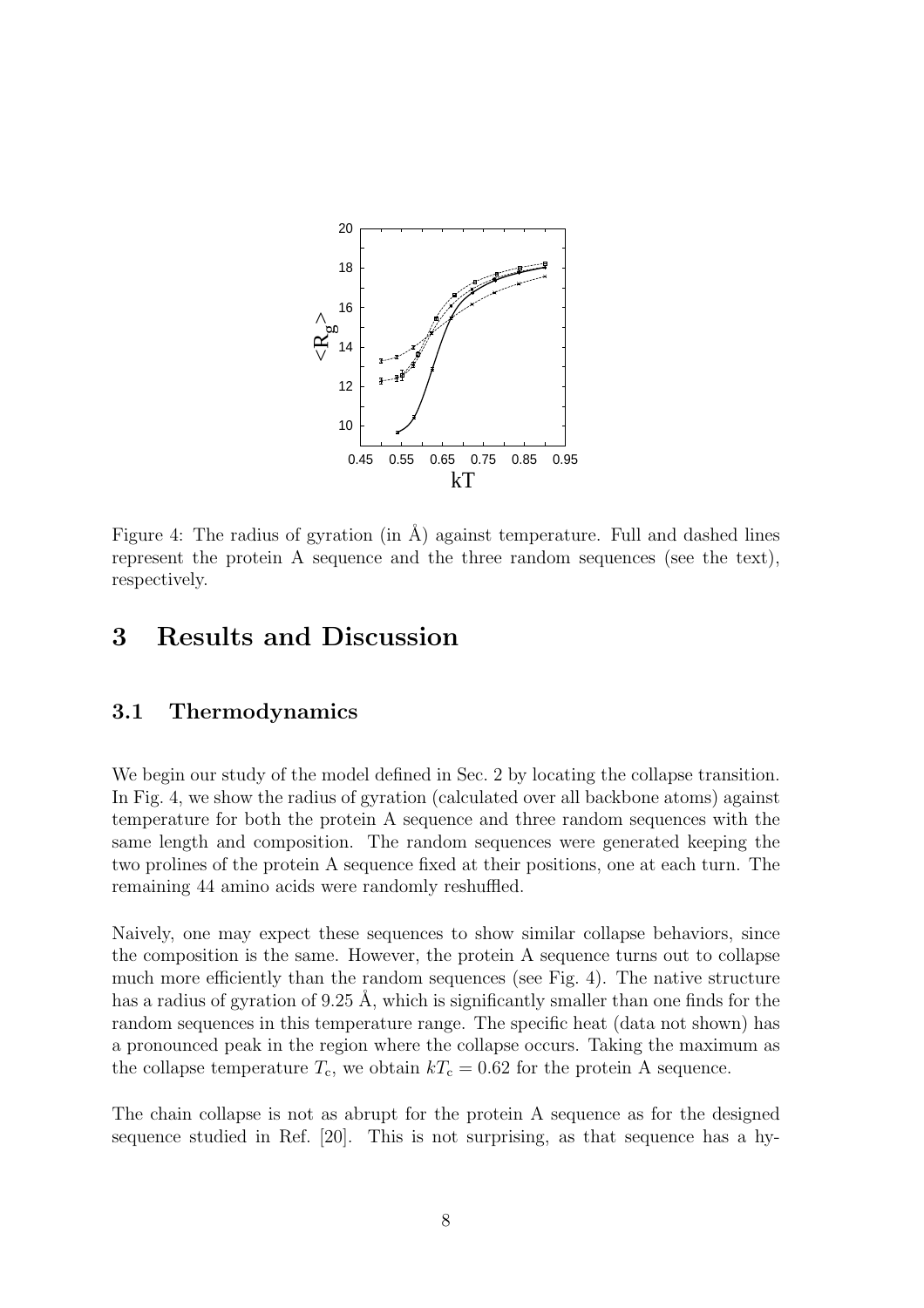Figure 4: The radius of gyration (in Å) against temperature. Full and dashed lines represent the protein A sequence and the three random sequences (see the text), respectively.

# 3 Results and Discussion

## 3.1 Thermodynamics

We begin our study of the model defined in Sec. 2 by locating the collapse transition. In Fig. 4, we show the radius of gyration (calculated over all backbone atoms) against temperature for both the protein A sequence and three random sequences with the same length and composition. The random sequences were generated keeping the two prolines of the protein A sequence fixed at their positions, one at each turn. The remaining 44 amino acids were randomly reshuffled.

Naively, one may expect these sequences to show similar collapse behaviors, since the composition is the same. However, the protein A sequence turns out to collapse much more efficiently than the random sequences (see Fig. 4). The native structure has a radius of gyration of 9.25 Å, which is significantly smaller than one finds for the random sequences in this temperature range. The specific heat (data not shown) has a pronounced peak in the region where the collapse occurs. Taking the maximum as the collapse temperature $T_c$, we obtain $kT_c = 0.62$ for the protein A sequence.

The chain collapse is not as abrupt for the protein A sequence as for the designed sequence studied in Ref. [20]. This is not surprising, as that sequence has a hy-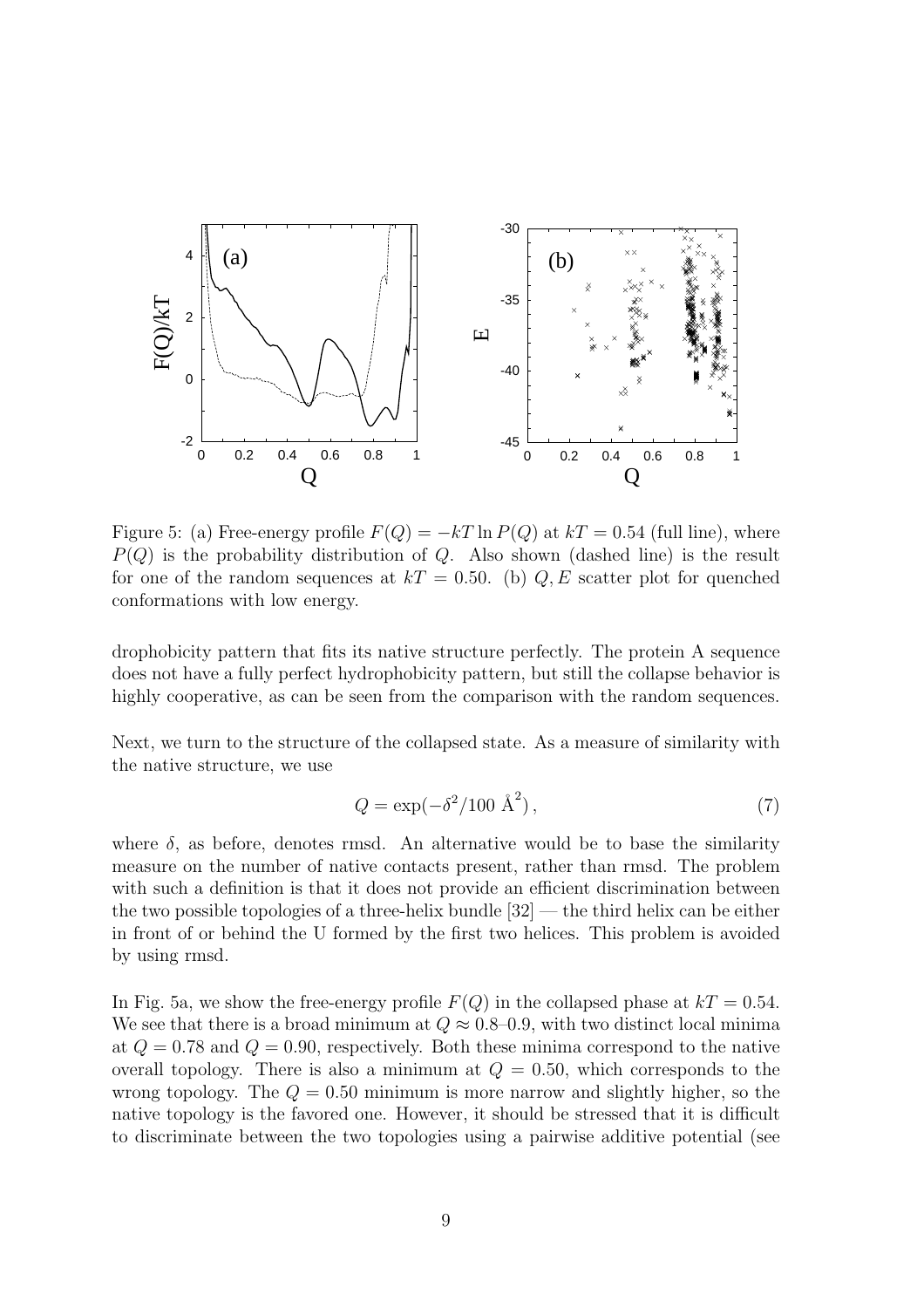Figure 5: (a) Free-energy profile $F(Q) = -kT \ln P(Q)$ at $kT = 0.54$ (full line), where $P(Q)$ is the probability distribution of $Q$. Also shown (dashed line) is the result for one of the random sequences at $kT = 0.50$. (b) $Q, E$ scatter plot for quenched conformations with low energy.

drophobicity pattern that fits its native structure perfectly. The protein A sequence does not have a fully perfect hydrophobicity pattern, but still the collapse behavior is highly cooperative, as can be seen from the comparison with the random sequences.

Next, we turn to the structure of the collapsed state. As a measure of similarity with the native structure, we use

$$Q = \exp(-\delta^2/100 \text{ Å}^2)\,, \tag{7}$$

where $\delta$, as before, denotes rmsd. An alternative would be to base the similarity measure on the number of native contacts present, rather than rmsd. The problem with such a definition is that it does not provide an efficient discrimination between the two possible topologies of a three-helix bundle [32] — the third helix can be either in front of or behind the U formed by the first two helices. This problem is avoided by using rmsd.

In Fig. 5a, we show the free-energy profile $F(Q)$ in the collapsed phase at $kT = 0.54$. We see that there is a broad minimum at $Q \approx 0.8$–$0.9$, with two distinct local minima at $Q = 0.78$ and $Q = 0.90$, respectively. Both these minima correspond to the native overall topology. There is also a minimum at $Q = 0.50$, which corresponds to the wrong topology. The $Q = 0.50$ minimum is more narrow and slightly higher, so the native topology is the favored one. However, it should be stressed that it is difficult to discriminate between the two topologies using a pairwise additive potential (see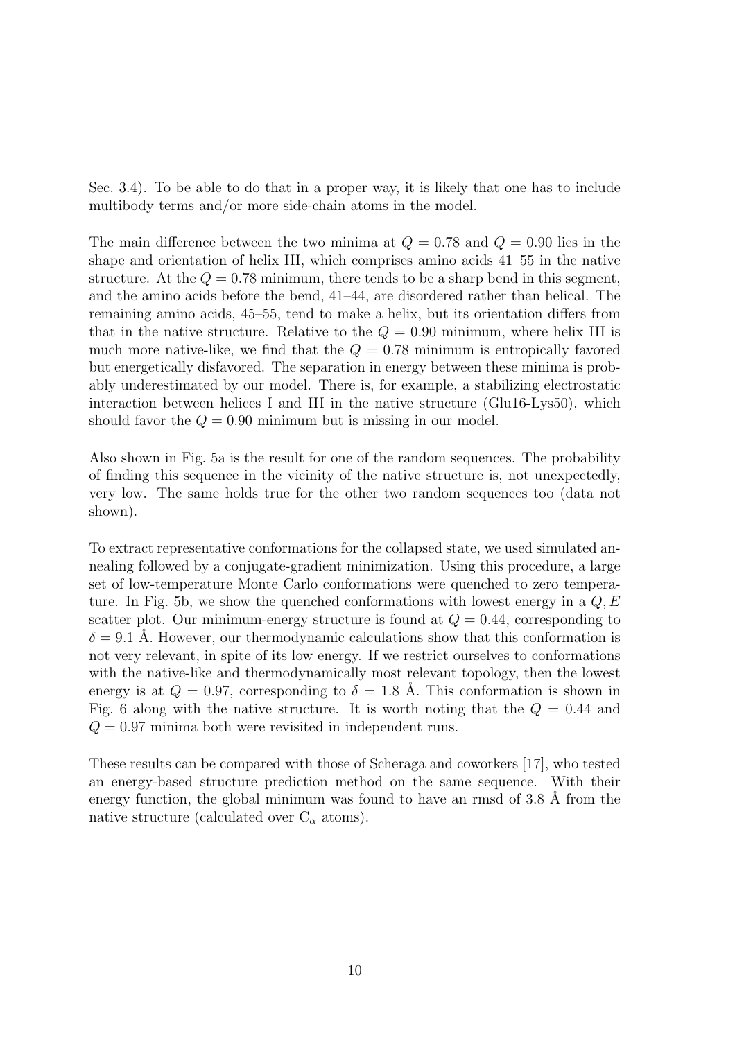Sec. 3.4). To be able to do that in a proper way, it is likely that one has to include multibody terms and/or more side-chain atoms in the model.

The main difference between the two minima at $Q = 0.78$ and $Q = 0.90$ lies in the shape and orientation of helix III, which comprises amino acids 41–55 in the native structure. At the $Q = 0.78$ minimum, there tends to be a sharp bend in this segment, and the amino acids before the bend, 41–44, are disordered rather than helical. The remaining amino acids, 45–55, tend to make a helix, but its orientation differs from that in the native structure. Relative to the $Q = 0.90$ minimum, where helix III is much more native-like, we find that the $Q = 0.78$ minimum is entropically favored but energetically disfavored. The separation in energy between these minima is probably underestimated by our model. There is, for example, a stabilizing electrostatic interaction between helices I and III in the native structure (Glu16-Lys50), which should favor the $Q = 0.90$ minimum but is missing in our model.

Also shown in Fig. 5a is the result for one of the random sequences. The probability of finding this sequence in the vicinity of the native structure is, not unexpectedly, very low. The same holds true for the other two random sequences too (data not shown).

To extract representative conformations for the collapsed state, we used simulated annealing followed by a conjugate-gradient minimization. Using this procedure, a large set of low-temperature Monte Carlo conformations were quenched to zero temperature. In Fig. 5b, we show the quenched conformations with lowest energy in a $Q, E$ scatter plot. Our minimum-energy structure is found at $Q = 0.44$, corresponding to $\delta = 9.1$ Å. However, our thermodynamic calculations show that this conformation is not very relevant, in spite of its low energy. If we restrict ourselves to conformations with the native-like and thermodynamically most relevant topology, then the lowest energy is at $Q = 0.97$, corresponding to $\delta = 1.8$ Å. This conformation is shown in Fig. 6 along with the native structure. It is worth noting that the $Q = 0.44$ and $Q = 0.97$ minima both were revisited in independent runs.

These results can be compared with those of Scheraga and coworkers [17], who tested an energy-based structure prediction method on the same sequence. With their energy function, the global minimum was found to have an rmsd of 3.8 Å from the native structure (calculated over $C_\alpha$ atoms).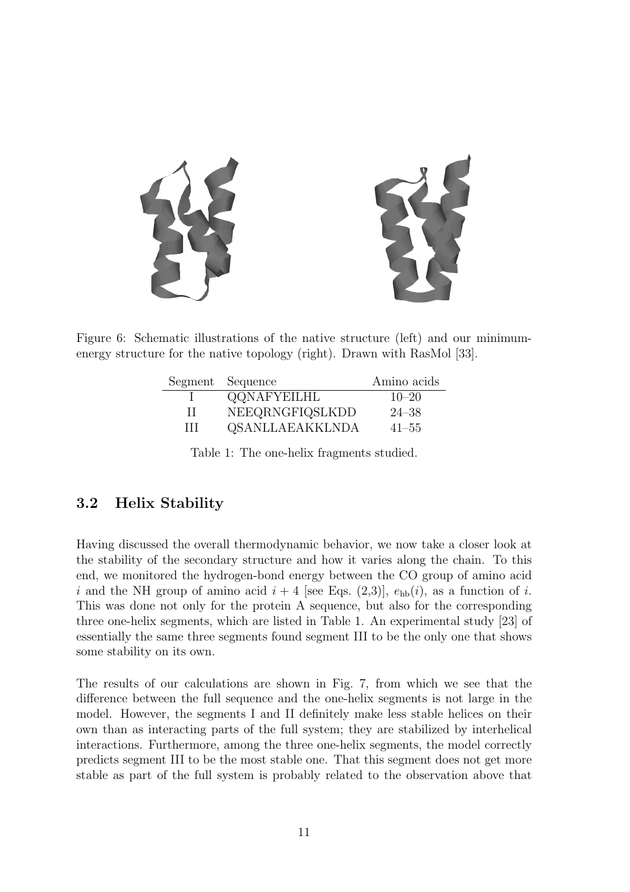Figure 6: Schematic illustrations of the native structure (left) and our minimum-energy structure for the native topology (right). Drawn with RasMol [33].

| Segment | Sequence | Amino acids |
|---|---|---|
| I | QQNAFYEILHL | 10–20 |
| II | NEEQRNGFIQSLKDD | 24–38 |
| III | QSANLLAEAKKLNDA | 41–55 |

Table 1: The one-helix fragments studied.

### 3.2 Helix Stability

Having discussed the overall thermodynamic behavior, we now take a closer look at the stability of the secondary structure and how it varies along the chain. To this end, we monitored the hydrogen-bond energy between the CO group of amino acid $i$ and the NH group of amino acid $i+4$ [see Eqs. (2,3)], $e_{\text{hb}}(i)$, as a function of $i$. This was done not only for the protein A sequence, but also for the corresponding three one-helix segments, which are listed in Table 1. An experimental study [23] of essentially the same three segments found segment III to be the only one that shows some stability on its own.

The results of our calculations are shown in Fig. 7, from which we see that the difference between the full sequence and the one-helix segments is not large in the model. However, the segments I and II definitely make less stable helices on their own than as interacting parts of the full system; they are stabilized by interhelical interactions. Furthermore, among the three one-helix segments, the model correctly predicts segment III to be the most stable one. That this segment does not get more stable as part of the full system is probably related to the observation above that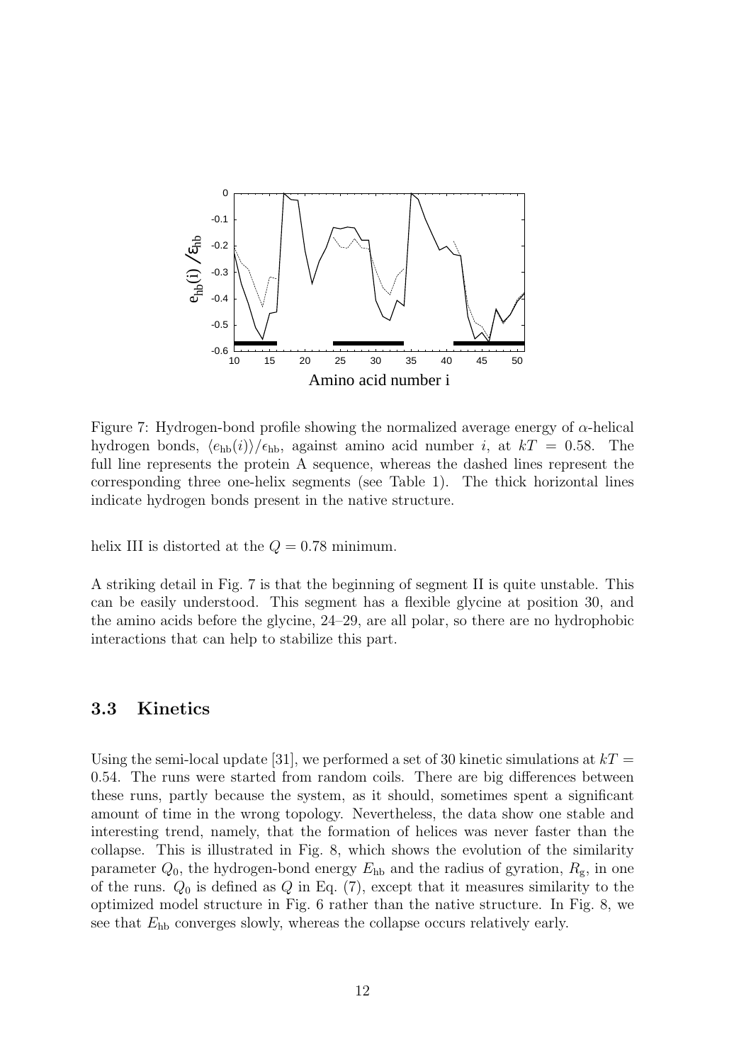Figure 7: Hydrogen-bond profile showing the normalized average energy of $\alpha$-helical hydrogen bonds, $\langle e_{\rm hb}(i)\rangle/\epsilon_{\rm hb}$, against amino acid number $i$, at $kT = 0.58$. The full line represents the protein A sequence, whereas the dashed lines represent the corresponding three one-helix segments (see Table 1). The thick horizontal lines indicate hydrogen bonds present in the native structure.

helix III is distorted at the $Q = 0.78$ minimum.

A striking detail in Fig. 7 is that the beginning of segment II is quite unstable. This can be easily understood. This segment has a flexible glycine at position 30, and the amino acids before the glycine, 24–29, are all polar, so there are no hydrophobic interactions that can help to stabilize this part.

### 3.3 Kinetics

Using the semi-local update [31], we performed a set of 30 kinetic simulations at $kT = 0.54$. The runs were started from random coils. There are big differences between these runs, partly because the system, as it should, sometimes spent a significant amount of time in the wrong topology. Nevertheless, the data show one stable and interesting trend, namely, that the formation of helices was never faster than the collapse. This is illustrated in Fig. 8, which shows the evolution of the similarity parameter $Q_0$, the hydrogen-bond energy $E_{\rm hb}$ and the radius of gyration, $R_{\rm g}$, in one of the runs. $Q_0$ is defined as $Q$ in Eq. (7), except that it measures similarity to the optimized model structure in Fig. 6 rather than the native structure. In Fig. 8, we see that $E_{\rm hb}$ converges slowly, whereas the collapse occurs relatively early.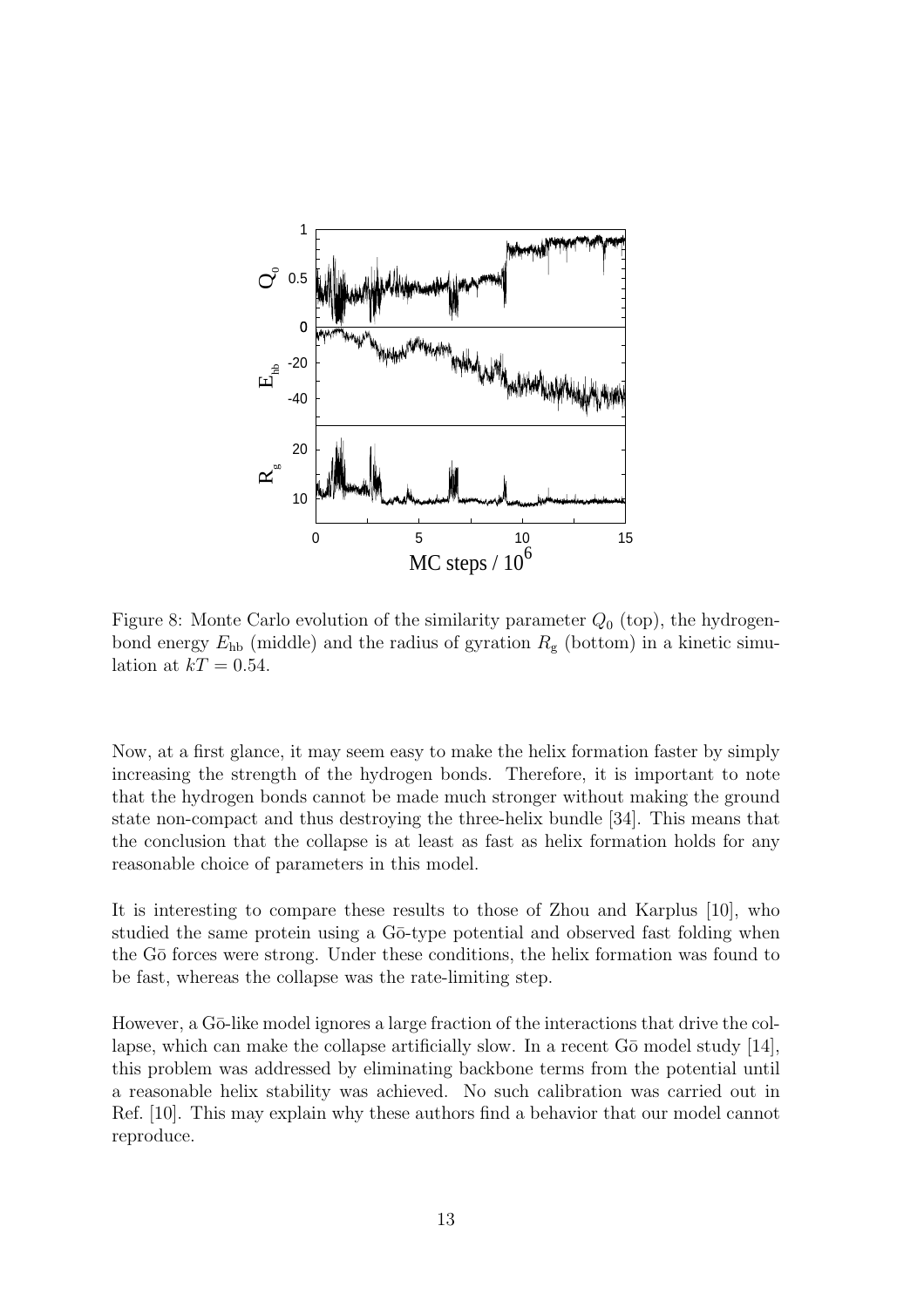Figure 8: Monte Carlo evolution of the similarity parameter $Q_0$ (top), the hydrogen-bond energy $E_{\mathrm{hb}}$ (middle) and the radius of gyration $R_{\mathrm{g}}$ (bottom) in a kinetic simulation at $kT = 0.54$.

Now, at a first glance, it may seem easy to make the helix formation faster by simply increasing the strength of the hydrogen bonds. Therefore, it is important to note that the hydrogen bonds cannot be made much stronger without making the ground state non-compact and thus destroying the three-helix bundle [34]. This means that the conclusion that the collapse is at least as fast as helix formation holds for any reasonable choice of parameters in this model.

It is interesting to compare these results to those of Zhou and Karplus [10], who studied the same protein using a Gō-type potential and observed fast folding when the Gō forces were strong. Under these conditions, the helix formation was found to be fast, whereas the collapse was the rate-limiting step.

However, a Gō-like model ignores a large fraction of the interactions that drive the collapse, which can make the collapse artificially slow. In a recent Gō model study [14], this problem was addressed by eliminating backbone terms from the potential until a reasonable helix stability was achieved. No such calibration was carried out in Ref. [10]. This may explain why these authors find a behavior that our model cannot reproduce.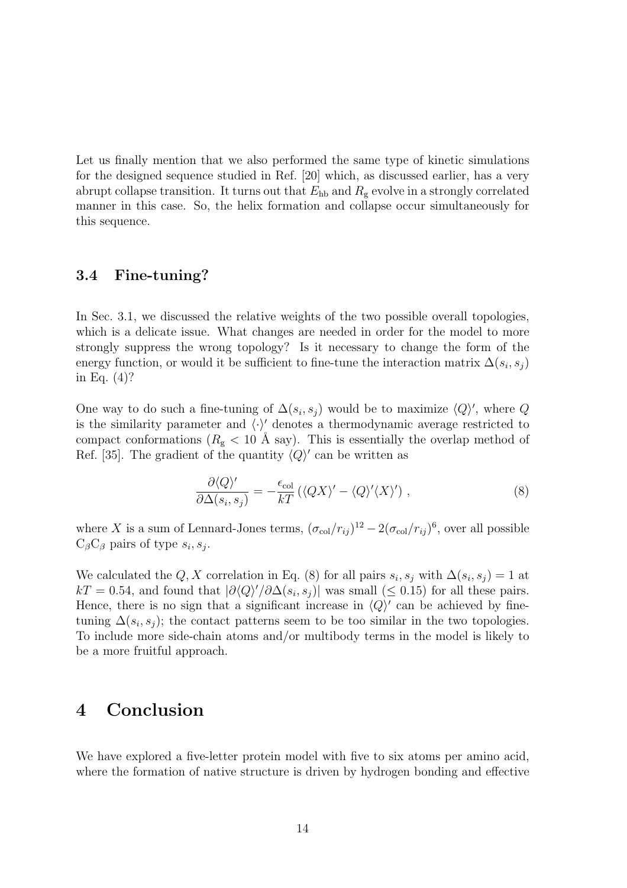Let us finally mention that we also performed the same type of kinetic simulations for the designed sequence studied in Ref. [20] which, as discussed earlier, has a very abrupt collapse transition. It turns out that $E_{\mathrm{hb}}$ and $R_{\mathrm{g}}$ evolve in a strongly correlated manner in this case. So, the helix formation and collapse occur simultaneously for this sequence.

### 3.4 Fine-tuning?

In Sec. 3.1, we discussed the relative weights of the two possible overall topologies, which is a delicate issue. What changes are needed in order for the model to more strongly suppress the wrong topology? Is it necessary to change the form of the energy function, or would it be sufficient to fine-tune the interaction matrix $\Delta(s_i, s_j)$ in Eq. (4)?

One way to do such a fine-tuning of $\Delta(s_i, s_j)$ would be to maximize $\langle Q\rangle'$, where $Q$ is the similarity parameter and $\langle\cdot\rangle'$ denotes a thermodynamic average restricted to compact conformations ($R_{\mathrm{g}} < 10$ Å say). This is essentially the overlap method of Ref. [35]. The gradient of the quantity $\langle Q\rangle'$ can be written as

$$\frac{\partial\langle Q\rangle'}{\partial\Delta(s_i, s_j)} = -\frac{\epsilon_{\mathrm{col}}}{kT}\left(\langle QX\rangle' - \langle Q\rangle'\langle X\rangle'\right), \tag{8}$$

where $X$ is a sum of Lennard-Jones terms, $(\sigma_{\mathrm{col}}/r_{ij})^{12} - 2(\sigma_{\mathrm{col}}/r_{ij})^6$, over all possible $\mathrm{C}_\beta\mathrm{C}_\beta$ pairs of type $s_i, s_j$.

We calculated the $Q, X$ correlation in Eq. (8) for all pairs $s_i, s_j$ with $\Delta(s_i, s_j) = 1$ at $kT = 0.54$, and found that $|\partial\langle Q\rangle'/\partial\Delta(s_i, s_j)|$ was small ($\leq 0.15$) for all these pairs. Hence, there is no sign that a significant increase in $\langle Q\rangle'$ can be achieved by fine-tuning $\Delta(s_i, s_j)$; the contact patterns seem to be too similar in the two topologies. To include more side-chain atoms and/or multibody terms in the model is likely to be a more fruitful approach.

# 4 Conclusion

We have explored a five-letter protein model with five to six atoms per amino acid, where the formation of native structure is driven by hydrogen bonding and effective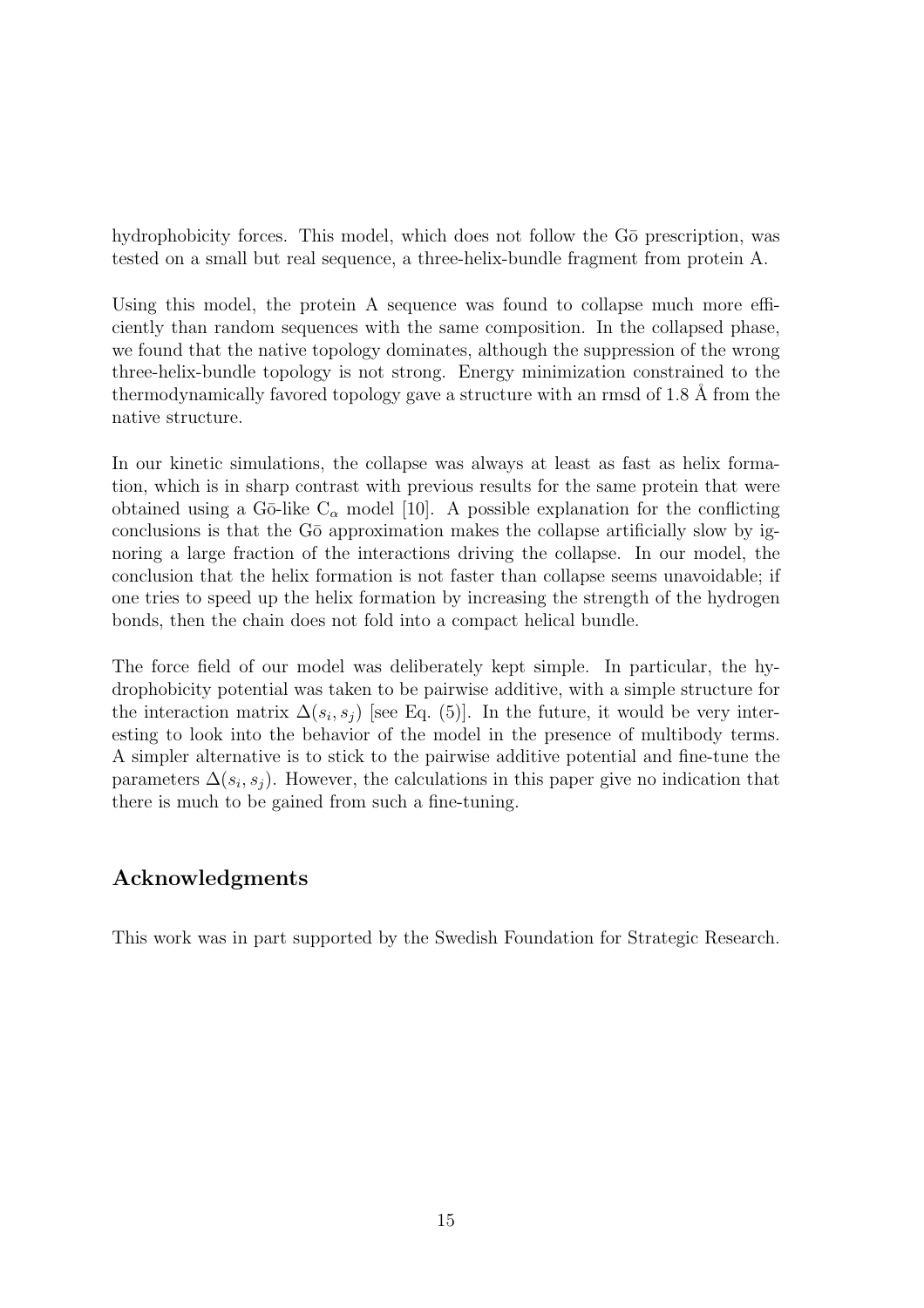hydrophobicity forces. This model, which does not follow the Gō prescription, was tested on a small but real sequence, a three-helix-bundle fragment from protein A.

Using this model, the protein A sequence was found to collapse much more efficiently than random sequences with the same composition. In the collapsed phase, we found that the native topology dominates, although the suppression of the wrong three-helix-bundle topology is not strong. Energy minimization constrained to the thermodynamically favored topology gave a structure with an rmsd of 1.8 Å from the native structure.

In our kinetic simulations, the collapse was always at least as fast as helix formation, which is in sharp contrast with previous results for the same protein that were obtained using a Gō-like $C_\alpha$ model [10]. A possible explanation for the conflicting conclusions is that the Gō approximation makes the collapse artificially slow by ignoring a large fraction of the interactions driving the collapse. In our model, the conclusion that the helix formation is not faster than collapse seems unavoidable; if one tries to speed up the helix formation by increasing the strength of the hydrogen bonds, then the chain does not fold into a compact helical bundle.

The force field of our model was deliberately kept simple. In particular, the hydrophobicity potential was taken to be pairwise additive, with a simple structure for the interaction matrix $\Delta(s_i, s_j)$ [see Eq. (5)]. In the future, it would be very interesting to look into the behavior of the model in the presence of multibody terms. A simpler alternative is to stick to the pairwise additive potential and fine-tune the parameters $\Delta(s_i, s_j)$. However, the calculations in this paper give no indication that there is much to be gained from such a fine-tuning.

## Acknowledgments

This work was in part supported by the Swedish Foundation for Strategic Research.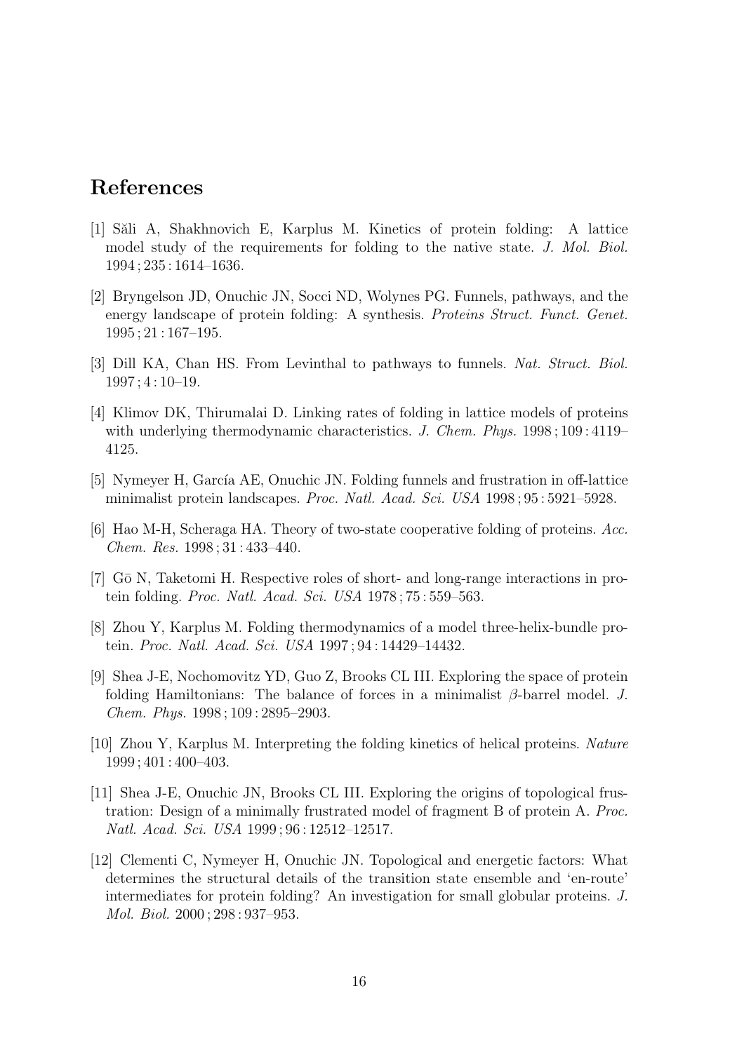## References

[1] Săli A, Shakhnovich E, Karplus M. Kinetics of protein folding: A lattice model study of the requirements for folding to the native state. *J. Mol. Biol.* 1994 ; 235 : 1614–1636.

[2] Bryngelson JD, Onuchic JN, Socci ND, Wolynes PG. Funnels, pathways, and the energy landscape of protein folding: A synthesis. *Proteins Struct. Funct. Genet.* 1995 ; 21 : 167–195.

[3] Dill KA, Chan HS. From Levinthal to pathways to funnels. *Nat. Struct. Biol.* 1997 ; 4 : 10–19.

[4] Klimov DK, Thirumalai D. Linking rates of folding in lattice models of proteins with underlying thermodynamic characteristics. *J. Chem. Phys.* 1998 ; 109 : 4119–4125.

[5] Nymeyer H, García AE, Onuchic JN. Folding funnels and frustration in off-lattice minimalist protein landscapes. *Proc. Natl. Acad. Sci. USA* 1998 ; 95 : 5921–5928.

[6] Hao M-H, Scheraga HA. Theory of two-state cooperative folding of proteins. *Acc. Chem. Res.* 1998 ; 31 : 433–440.

[7] Gō N, Taketomi H. Respective roles of short- and long-range interactions in protein folding. *Proc. Natl. Acad. Sci. USA* 1978 ; 75 : 559–563.

[8] Zhou Y, Karplus M. Folding thermodynamics of a model three-helix-bundle protein. *Proc. Natl. Acad. Sci. USA* 1997 ; 94 : 14429–14432.

[9] Shea J-E, Nochomovitz YD, Guo Z, Brooks CL III. Exploring the space of protein folding Hamiltonians: The balance of forces in a minimalist $\beta$-barrel model. *J. Chem. Phys.* 1998 ; 109 : 2895–2903.

[10] Zhou Y, Karplus M. Interpreting the folding kinetics of helical proteins. *Nature* 1999 ; 401 : 400–403.

[11] Shea J-E, Onuchic JN, Brooks CL III. Exploring the origins of topological frustration: Design of a minimally frustrated model of fragment B of protein A. *Proc. Natl. Acad. Sci. USA* 1999 ; 96 : 12512–12517.

[12] Clementi C, Nymeyer H, Onuchic JN. Topological and energetic factors: What determines the structural details of the transition state ensemble and 'en-route' intermediates for protein folding? An investigation for small globular proteins. *J. Mol. Biol.* 2000 ; 298 : 937–953.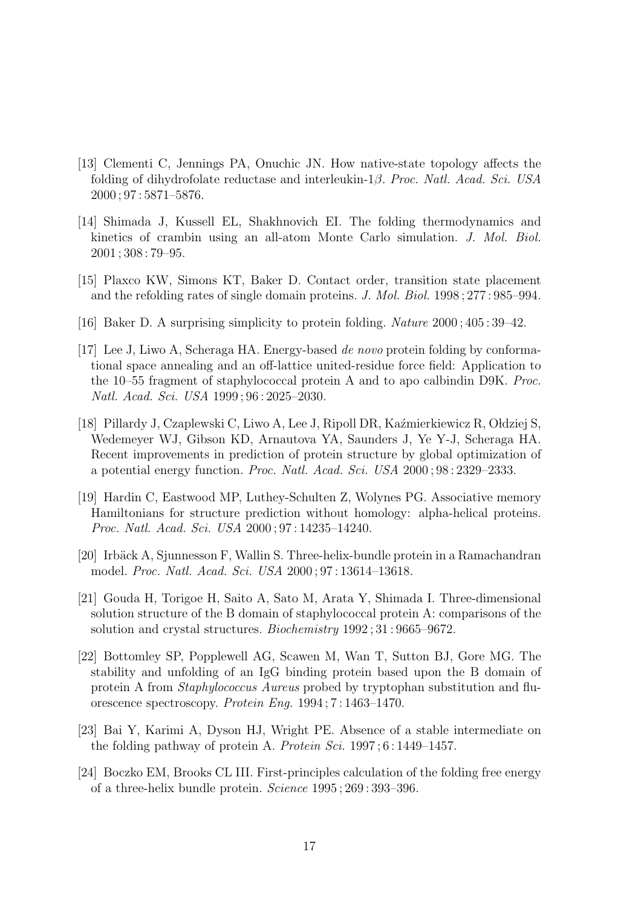[13] Clementi C, Jennings PA, Onuchic JN. How native-state topology affects the folding of dihydrofolate reductase and interleukin-1$\beta$. *Proc. Natl. Acad. Sci. USA* 2000 ; 97 : 5871–5876.

[14] Shimada J, Kussell EL, Shakhnovich EI. The folding thermodynamics and kinetics of crambin using an all-atom Monte Carlo simulation. *J. Mol. Biol.* 2001 ; 308 : 79–95.

[15] Plaxco KW, Simons KT, Baker D. Contact order, transition state placement and the refolding rates of single domain proteins. *J. Mol. Biol.* 1998 ; 277 : 985–994.

[16] Baker D. A surprising simplicity to protein folding. *Nature* 2000 ; 405 : 39–42.

[17] Lee J, Liwo A, Scheraga HA. Energy-based *de novo* protein folding by conformational space annealing and an off-lattice united-residue force field: Application to the 10–55 fragment of staphylococcal protein A and to apo calbindin D9K. *Proc. Natl. Acad. Sci. USA* 1999 ; 96 : 2025–2030.

[18] Pillardy J, Czaplewski C, Liwo A, Lee J, Ripoll DR, Kaźmierkiewicz R, Ołdziej S, Wedemeyer WJ, Gibson KD, Arnautova YA, Saunders J, Ye Y-J, Scheraga HA. Recent improvements in prediction of protein structure by global optimization of a potential energy function. *Proc. Natl. Acad. Sci. USA* 2000 ; 98 : 2329–2333.

[19] Hardin C, Eastwood MP, Luthey-Schulten Z, Wolynes PG. Associative memory Hamiltonians for structure prediction without homology: alpha-helical proteins. *Proc. Natl. Acad. Sci. USA* 2000 ; 97 : 14235–14240.

[20] Irbäck A, Sjunnesson F, Wallin S. Three-helix-bundle protein in a Ramachandran model. *Proc. Natl. Acad. Sci. USA* 2000 ; 97 : 13614–13618.

[21] Gouda H, Torigoe H, Saito A, Sato M, Arata Y, Shimada I. Three-dimensional solution structure of the B domain of staphylococcal protein A: comparisons of the solution and crystal structures. *Biochemistry* 1992 ; 31 : 9665–9672.

[22] Bottomley SP, Popplewell AG, Scawen M, Wan T, Sutton BJ, Gore MG. The stability and unfolding of an IgG binding protein based upon the B domain of protein A from *Staphylococcus Aureus* probed by tryptophan substitution and fluorescence spectroscopy. *Protein Eng.* 1994 ; 7 : 1463–1470.

[23] Bai Y, Karimi A, Dyson HJ, Wright PE. Absence of a stable intermediate on the folding pathway of protein A. *Protein Sci.* 1997 ; 6 : 1449–1457.

[24] Boczko EM, Brooks CL III. First-principles calculation of the folding free energy of a three-helix bundle protein. *Science* 1995 ; 269 : 393–396.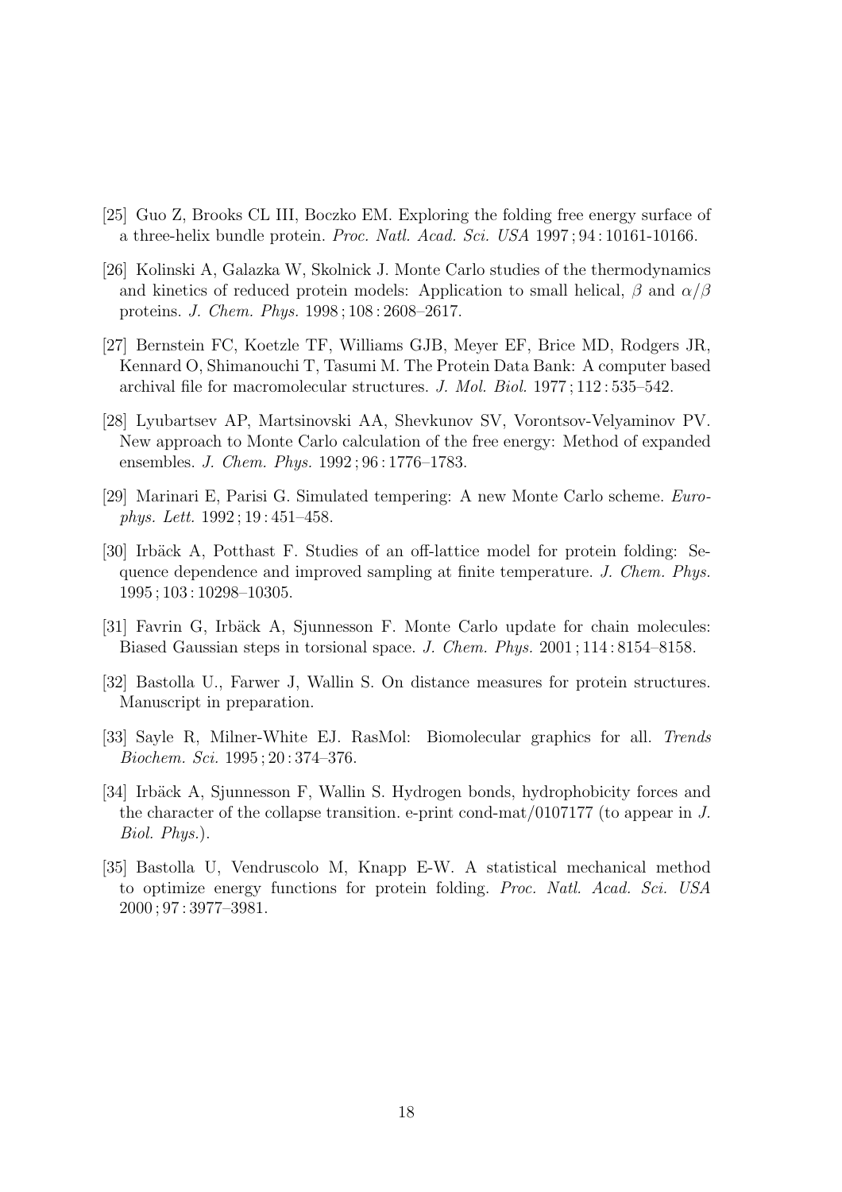[25] Guo Z, Brooks CL III, Boczko EM. Exploring the folding free energy surface of a three-helix bundle protein. *Proc. Natl. Acad. Sci. USA* 1997 ; 94 : 10161-10166.

[26] Kolinski A, Galazka W, Skolnick J. Monte Carlo studies of the thermodynamics and kinetics of reduced protein models: Application to small helical, $\beta$ and $\alpha/\beta$ proteins. *J. Chem. Phys.* 1998 ; 108 : 2608–2617.

[27] Bernstein FC, Koetzle TF, Williams GJB, Meyer EF, Brice MD, Rodgers JR, Kennard O, Shimanouchi T, Tasumi M. The Protein Data Bank: A computer based archival file for macromolecular structures. *J. Mol. Biol.* 1977 ; 112 : 535–542.

[28] Lyubartsev AP, Martsinovski AA, Shevkunov SV, Vorontsov-Velyaminov PV. New approach to Monte Carlo calculation of the free energy: Method of expanded ensembles. *J. Chem. Phys.* 1992 ; 96 : 1776–1783.

[29] Marinari E, Parisi G. Simulated tempering: A new Monte Carlo scheme. *Europhys. Lett.* 1992 ; 19 : 451–458.

[30] Irbäck A, Potthast F. Studies of an off-lattice model for protein folding: Sequence dependence and improved sampling at finite temperature. *J. Chem. Phys.* 1995 ; 103 : 10298–10305.

[31] Favrin G, Irbäck A, Sjunnesson F. Monte Carlo update for chain molecules: Biased Gaussian steps in torsional space. *J. Chem. Phys.* 2001 ; 114 : 8154–8158.

[32] Bastolla U., Farwer J, Wallin S. On distance measures for protein structures. Manuscript in preparation.

[33] Sayle R, Milner-White EJ. RasMol: Biomolecular graphics for all. *Trends Biochem. Sci.* 1995 ; 20 : 374–376.

[34] Irbäck A, Sjunnesson F, Wallin S. Hydrogen bonds, hydrophobicity forces and the character of the collapse transition. e-print cond-mat/0107177 (to appear in *J. Biol. Phys.*).

[35] Bastolla U, Vendruscolo M, Knapp E-W. A statistical mechanical method to optimize energy functions for protein folding. *Proc. Natl. Acad. Sci. USA* 2000 ; 97 : 3977–3981.